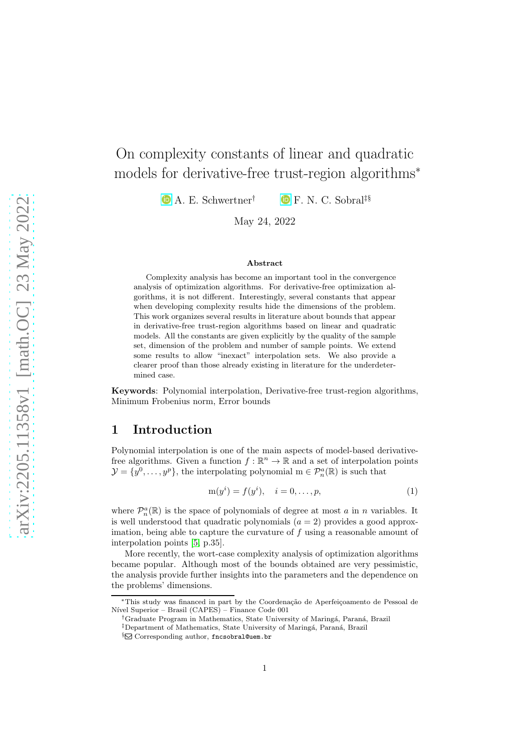# On complexity constants of linear and quadratic models for derivative-free trust-region algorithms*

A. E. Schwertner[†] F. N. C. Sobral[‡§]

May 24, 2022

**Abstract**

Complexity analysis has become an important tool in the convergence analysis of optimization algorithms. For derivative-free optimization algorithms, it is not different. Interestingly, several constants that appear when developing complexity results hide the dimensions of the problem. This work organizes several results in literature about bounds that appear in derivative-free trust-region algorithms based on linear and quadratic models. All the constants are given explicitly by the quality of the sample set, dimension of the problem and number of sample points. We extend some results to allow "inexact" interpolation sets. We also provide a clearer proof than those already existing in literature for the underdetermined case.

**Keywords**: Polynomial interpolation, Derivative-free trust-region algorithms, Minimum Frobenius norm, Error bounds

## 1 Introduction

Polynomial interpolation is one of the main aspects of model-based derivative-free algorithms. Given a function $f : \mathbb{R}^n \to \mathbb{R}$ and a set of interpolation points $\mathcal{Y} = \{y^0, \ldots, y^p\}$, the interpolating polynomial $\mathrm{m} \in \mathcal{P}_n^a(\mathbb{R})$ is such that

$$\mathrm{m}(y^i) = f(y^i), \quad i = 0, \ldots, p, \tag{1}$$

where $\mathcal{P}_n^a(\mathbb{R})$ is the space of polynomials of degree at most $a$ in $n$ variables. It is well understood that quadratic polynomials ($a = 2$) provides a good approximation, being able to capture the curvature of $f$ using a reasonable amount of interpolation points [5, p.35].

More recently, the wort-case complexity analysis of optimization algorithms became popular. Although most of the bounds obtained are very pessimistic, the analysis provide further insights into the parameters and the dependence on the problems' dimensions.

---

*This study was financed in part by the Coordenação de Aperfeiçoamento de Pessoal de Nível Superior – Brasil (CAPES) – Finance Code 001

†Graduate Program in Mathematics, State University of Maringá, Paraná, Brazil

‡Department of Mathematics, State University of Maringá, Paraná, Brazil

§ Corresponding author, fncsobral@uem.br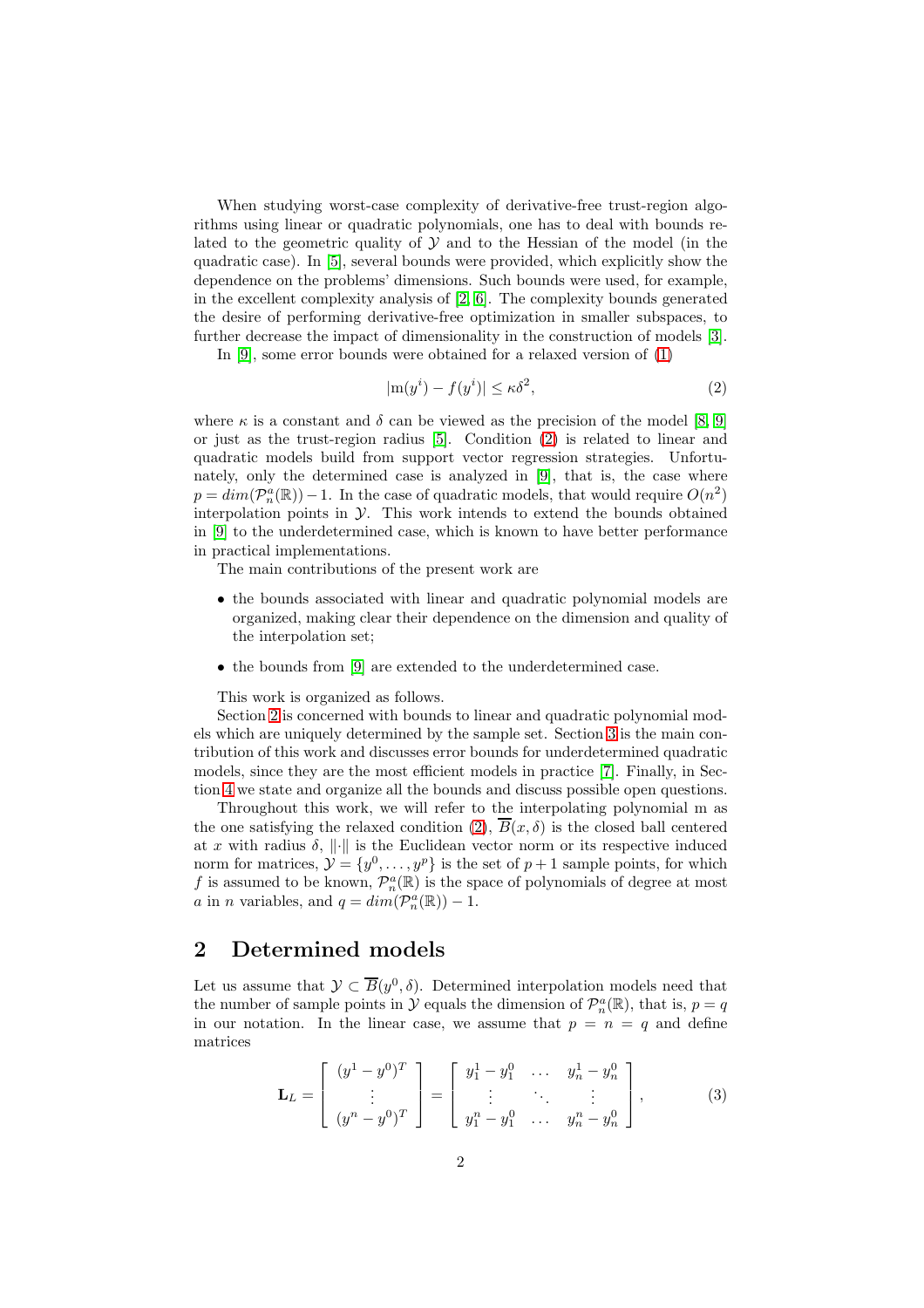When studying worst-case complexity of derivative-free trust-region algorithms using linear or quadratic polynomials, one has to deal with bounds related to the geometric quality of $\mathcal{Y}$ and to the Hessian of the model (in the quadratic case). In [5], several bounds were provided, which explicitly show the dependence on the problems' dimensions. Such bounds were used, for example, in the excellent complexity analysis of [2, 6]. The complexity bounds generated the desire of performing derivative-free optimization in smaller subspaces, to further decrease the impact of dimensionality in the construction of models [3].

In [9], some error bounds were obtained for a relaxed version of (1)

$$|\mathrm{m}(y^i) - f(y^i)| \leq \kappa\delta^2, \tag{2}$$

where $\kappa$ is a constant and $\delta$ can be viewed as the precision of the model [8, 9] or just as the trust-region radius [5]. Condition (2) is related to linear and quadratic models build from support vector regression strategies. Unfortunately, only the determined case is analyzed in [9], that is, the case where $p = dim(\mathcal{P}_n^a(\mathbb{R})) - 1$. In the case of quadratic models, that would require $O(n^2)$ interpolation points in $\mathcal{Y}$. This work intends to extend the bounds obtained in [9] to the underdetermined case, which is known to have better performance in practical implementations.

The main contributions of the present work are

- the bounds associated with linear and quadratic polynomial models are organized, making clear their dependence on the dimension and quality of the interpolation set;
- the bounds from [9] are extended to the underdetermined case.

This work is organized as follows.

Section 2 is concerned with bounds to linear and quadratic polynomial models which are uniquely determined by the sample set. Section 3 is the main contribution of this work and discusses error bounds for underdetermined quadratic models, since they are the most efficient models in practice [7]. Finally, in Section 4 we state and organize all the bounds and discuss possible open questions.

Throughout this work, we will refer to the interpolating polynomial m as the one satisfying the relaxed condition (2), $\overline{B}(x, \delta)$ is the closed ball centered at $x$ with radius $\delta$, $\|\cdot\|$ is the Euclidean vector norm or its respective induced norm for matrices, $\mathcal{Y} = \{y^0, \ldots, y^p\}$ is the set of $p+1$ sample points, for which $f$ is assumed to be known, $\mathcal{P}_n^a(\mathbb{R})$ is the space of polynomials of degree at most $a$ in $n$ variables, and $q = dim(\mathcal{P}_n^a(\mathbb{R})) - 1$.

## 2 Determined models

Let us assume that $\mathcal{Y} \subset \overline{B}(y^0, \delta)$. Determined interpolation models need that the number of sample points in $\mathcal{Y}$ equals the dimension of $\mathcal{P}_n^a(\mathbb{R})$, that is, $p = q$ in our notation. In the linear case, we assume that $p = n = q$ and define matrices

$$\mathbf{L}_L = \begin{bmatrix} (y^1 - y^0)^T \\ \vdots \\ (y^n - y^0)^T \end{bmatrix} = \begin{bmatrix} y_1^1 - y_1^0 & \ldots & y_n^1 - y_n^0 \\ \vdots & \ddots & \vdots \\ y_1^n - y_1^0 & \ldots & y_n^n - y_n^0 \end{bmatrix}, \tag{3}$$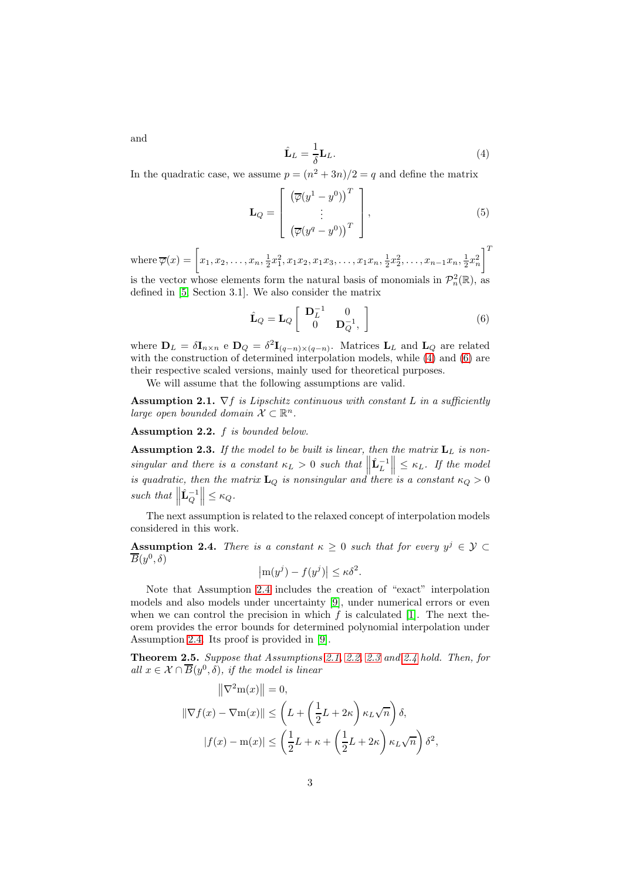and

$$\hat{\mathbf{L}}_L = \frac{1}{\delta}\mathbf{L}_L. \tag{4}$$

In the quadratic case, we assume $p = (n^2 + 3n)/2 = q$ and define the matrix

$$\mathbf{L}_Q = \left[ \begin{array}{c} \left(\overline{\varphi}(y^1 - y^0)\right)^T \\ \vdots \\ \left(\overline{\varphi}(y^q - y^0)\right)^T \end{array} \right], \tag{5}$$

where $\overline{\varphi}(x) = \left[x_1, x_2, \ldots, x_n, \frac{1}{2}x_1^2, x_1x_2, x_1x_3, \ldots, x_1x_n, \frac{1}{2}x_2^2, \ldots, x_{n-1}x_n, \frac{1}{2}x_n^2\right]^T$ is the vector whose elements form the natural basis of monomials in $\mathcal{P}_n^2(\mathbb{R})$, as defined in [5, Section 3.1]. We also consider the matrix

$$\hat{\mathbf{L}}_Q = \mathbf{L}_Q \left[ \begin{array}{cc} \mathbf{D}_L^{-1} & 0 \\ 0 & \mathbf{D}_Q^{-1}, \end{array} \right] \tag{6}$$

where $\mathbf{D}_L = \delta \mathbf{I}_{n\times n}$ e $\mathbf{D}_Q = \delta^2 \mathbf{I}_{(q-n)\times(q-n)}$. Matrices $\mathbf{L}_L$ and $\mathbf{L}_Q$ are related with the construction of determined interpolation models, while (4) and (6) are their respective scaled versions, mainly used for theoretical purposes.

We will assume that the following assumptions are valid.

**Assumption 2.1.** *$\nabla f$ is Lipschitz continuous with constant $L$ in a sufficiently large open bounded domain $\mathcal{X} \subset \mathbb{R}^n$.*

**Assumption 2.2.** *$f$ is bounded below.*

**Assumption 2.3.** *If the model to be built is linear, then the matrix $\mathbf{L}_L$ is nonsingular and there is a constant $\kappa_L > 0$ such that $\left\|\hat{\mathbf{L}}_L^{-1}\right\| \leq \kappa_L$. If the model is quadratic, then the matrix $\mathbf{L}_Q$ is nonsingular and there is a constant $\kappa_Q > 0$ such that $\left\|\hat{\mathbf{L}}_Q^{-1}\right\| \leq \kappa_Q$.*

The next assumption is related to the relaxed concept of interpolation models considered in this work.

**Assumption 2.4.** *There is a constant $\kappa \geq 0$ such that for every $y^j \in \mathcal{Y} \subset \overline{B}(y^0, \delta)$*

$$\left|\mathrm{m}(y^j) - f(y^j)\right| \leq \kappa\delta^2.$$

Note that Assumption 2.4 includes the creation of "exact" interpolation models and also models under uncertainty [9], under numerical errors or even when we can control the precision in which $f$ is calculated [1]. The next theorem provides the error bounds for determined polynomial interpolation under Assumption 2.4. Its proof is provided in [9].

**Theorem 2.5.** *Suppose that Assumptions 2.1, 2.2, 2.3 and 2.4 hold. Then, for all $x \in \mathcal{X} \cap \overline{B}(y^0, \delta)$, if the model is linear*

$$\begin{aligned}
\left\|\nabla^2 \mathrm{m}(x)\right\| &= 0, \\
\left\|\nabla f(x) - \nabla \mathrm{m}(x)\right\| &\leq \left(L + \left(\frac{1}{2}L + 2\kappa\right)\kappa_L\sqrt{n}\right)\delta, \\
\left|f(x) - \mathrm{m}(x)\right| &\leq \left(\frac{1}{2}L + \kappa + \left(\frac{1}{2}L + 2\kappa\right)\kappa_L\sqrt{n}\right)\delta^2,
\end{aligned}$$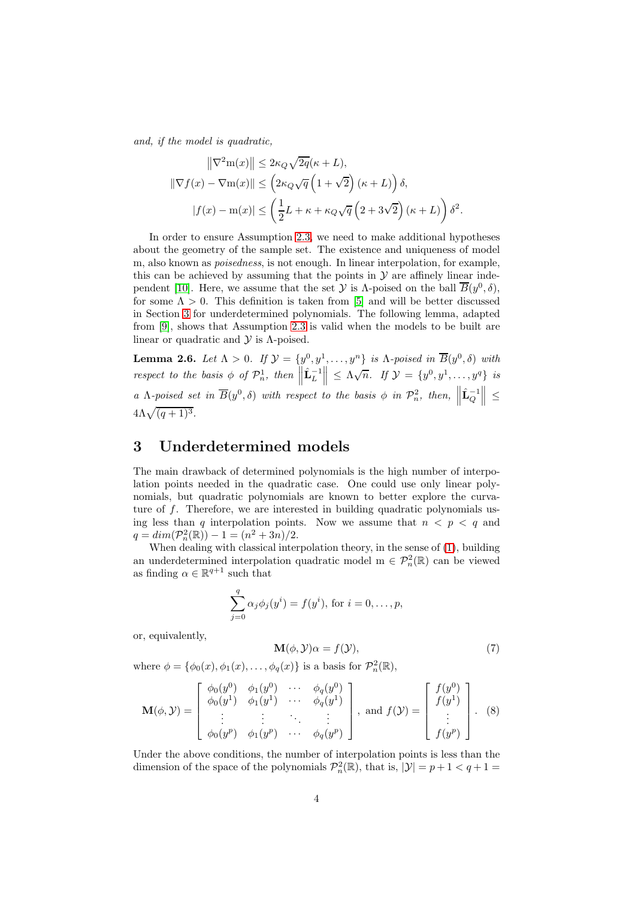and, if the model is quadratic,

$$
\begin{aligned}
\left\|\nabla^2 \mathrm{m}(x)\right\| &\leq 2\kappa_Q \sqrt{2q}(\kappa + L), \\
\|\nabla f(x) - \nabla \mathrm{m}(x)\| &\leq \left(2\kappa_Q \sqrt{q}\left(1+\sqrt{2}\right)(\kappa + L)\right)\delta, \\
|f(x) - \mathrm{m}(x)| &\leq \left(\frac{1}{2}L + \kappa + \kappa_Q \sqrt{q}\left(2+3\sqrt{2}\right)(\kappa + L)\right)\delta^2.
\end{aligned}
$$

In order to ensure Assumption 2.3, we need to make additional hypotheses about the geometry of the sample set. The existence and uniqueness of model m, also known as *poisedness*, is not enough. In linear interpolation, for example, this can be achieved by assuming that the points in $\mathcal{Y}$ are affinely linear independent [10]. Here, we assume that the set $\mathcal{Y}$ is $\Lambda$-poised on the ball $\overline{B}(y^0, \delta)$, for some $\Lambda > 0$. This definition is taken from [5] and will be better discussed in Section 3 for underdetermined polynomials. The following lemma, adapted from [9], shows that Assumption 2.3 is valid when the models to be built are linear or quadratic and $\mathcal{Y}$ is $\Lambda$-poised.

**Lemma 2.6.** *Let $\Lambda > 0$. If $\mathcal{Y} = \{y^0, y^1, \ldots, y^n\}$ is $\Lambda$-poised in $\overline{B}(y^0, \delta)$ with respect to the basis $\phi$ of $\mathcal{P}_n^1$, then $\left\|\hat{\mathbf{L}}_L^{-1}\right\| \leq \Lambda\sqrt{n}$. If $\mathcal{Y} = \{y^0, y^1, \ldots, y^q\}$ is a $\Lambda$-poised set in $\overline{B}(y^0, \delta)$ with respect to the basis $\phi$ in $\mathcal{P}_n^2$, then, $\left\|\hat{\mathbf{L}}_Q^{-1}\right\| \leq 4\Lambda\sqrt{(q+1)^3}$.*

# 3 Underdetermined models

The main drawback of determined polynomials is the high number of interpolation points needed in the quadratic case. One could use only linear polynomials, but quadratic polynomials are known to better explore the curvature of $f$. Therefore, we are interested in building quadratic polynomials using less than $q$ interpolation points. Now we assume that $n < p < q$ and $q = dim(\mathcal{P}_n^2(\mathbb{R})) - 1 = (n^2 + 3n)/2$.

When dealing with classical interpolation theory, in the sense of (1), building an underdetermined interpolation quadratic model $\mathrm{m} \in \mathcal{P}_n^2(\mathbb{R})$ can be viewed as finding $\alpha \in \mathbb{R}^{q+1}$ such that

$$
\sum_{j=0}^{q} \alpha_j \phi_j(y^i) = f(y^i), \text{ for } i = 0, \ldots, p,
$$

or, equivalently,

$$
\mathbf{M}(\phi, \mathcal{Y})\alpha = f(\mathcal{Y}), \tag{7}
$$

where $\phi = \{\phi_0(x), \phi_1(x), \ldots, \phi_q(x)\}$ is a basis for $\mathcal{P}_n^2(\mathbb{R})$,

$$
\mathbf{M}(\phi, \mathcal{Y}) = \begin{bmatrix} \phi_0(y^0) & \phi_1(y^0) & \cdots & \phi_q(y^0) \\ \phi_0(y^1) & \phi_1(y^1) & \cdots & \phi_q(y^1) \\ \vdots & \vdots & \ddots & \vdots \\ \phi_0(y^p) & \phi_1(y^p) & \cdots & \phi_q(y^p) \end{bmatrix}, \text{ and } f(\mathcal{Y}) = \begin{bmatrix} f(y^0) \\ f(y^1) \\ \vdots \\ f(y^p) \end{bmatrix}. \tag{8}
$$

Under the above conditions, the number of interpolation points is less than the dimension of the space of the polynomials $\mathcal{P}_n^2(\mathbb{R})$, that is, $|\mathcal{Y}| = p + 1 < q + 1 =$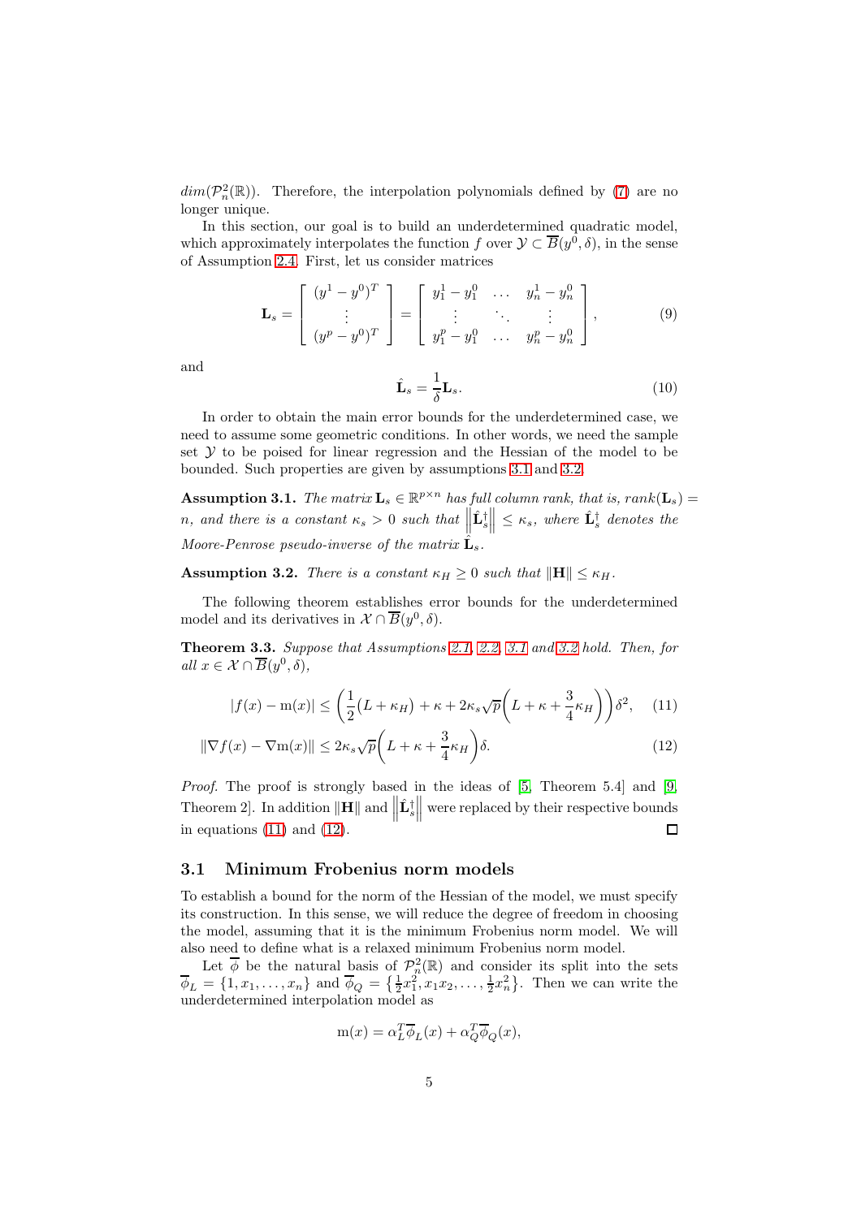$dim(\mathcal{P}_n^2(\mathbb{R}))$. Therefore, the interpolation polynomials defined by (7) are no longer unique.

In this section, our goal is to build an underdetermined quadratic model, which approximately interpolates the function $f$ over $\mathcal{Y} \subset \overline{B}(y^0, \delta)$, in the sense of Assumption 2.4. First, let us consider matrices

$$\mathbf{L}_s = \begin{bmatrix} (y^1 - y^0)^T \\ \vdots \\ (y^p - y^0)^T \end{bmatrix} = \begin{bmatrix} y_1^1 - y_1^0 & \dots & y_n^1 - y_n^0 \\ \vdots & \ddots & \vdots \\ y_1^p - y_1^0 & \dots & y_n^p - y_n^0 \end{bmatrix}, \tag{9}$$

and

$$\hat{\mathbf{L}}_s = \frac{1}{\delta} \mathbf{L}_s. \tag{10}$$

In order to obtain the main error bounds for the underdetermined case, we need to assume some geometric conditions. In other words, we need the sample set $\mathcal{Y}$ to be poised for linear regression and the Hessian of the model to be bounded. Such properties are given by assumptions 3.1 and 3.2.

**Assumption 3.1.** *The matrix $\mathbf{L}_s \in \mathbb{R}^{p \times n}$ has full column rank, that is, $rank(\mathbf{L}_s) = n$, and there is a constant $\kappa_s > 0$ such that $\left\| \hat{\mathbf{L}}_s^\dagger \right\| \leq \kappa_s$, where $\hat{\mathbf{L}}_s^\dagger$ denotes the Moore-Penrose pseudo-inverse of the matrix $\hat{\mathbf{L}}_s$.*

**Assumption 3.2.** *There is a constant $\kappa_H \geq 0$ such that $\|\mathbf{H}\| \leq \kappa_H$.*

The following theorem establishes error bounds for the underdetermined model and its derivatives in $\mathcal{X} \cap \overline{B}(y^0, \delta)$.

**Theorem 3.3.** *Suppose that Assumptions 2.1, 2.2, 3.1 and 3.2 hold. Then, for all $x \in \mathcal{X} \cap \overline{B}(y^0, \delta)$,*

$$|f(x) - \mathrm{m}(x)| \leq \left( \frac{1}{2}(L + \kappa_H) + \kappa + 2\kappa_s \sqrt{p} \left( L + \kappa + \frac{3}{4}\kappa_H \right) \right) \delta^2, \tag{11}$$

$$\|\nabla f(x) - \nabla \mathrm{m}(x)\| \leq 2\kappa_s \sqrt{p} \left( L + \kappa + \frac{3}{4}\kappa_H \right) \delta. \tag{12}$$

*Proof.* The proof is strongly based in the ideas of [5, Theorem 5.4] and [9, Theorem 2]. In addition $\|\mathbf{H}\|$ and $\left\| \hat{\mathbf{L}}_s^\dagger \right\|$ were replaced by their respective bounds in equations (11) and (12). □

## 3.1 Minimum Frobenius norm models

To establish a bound for the norm of the Hessian of the model, we must specify its construction. In this sense, we will reduce the degree of freedom in choosing the model, assuming that it is the minimum Frobenius norm model. We will also need to define what is a relaxed minimum Frobenius norm model.

Let $\overline{\phi}$ be the natural basis of $\mathcal{P}_n^2(\mathbb{R})$ and consider its split into the sets $\overline{\phi}_L = \{1, x_1, \dots, x_n\}$ and $\overline{\phi}_Q = \{\frac{1}{2}x_1^2, x_1 x_2, \dots, \frac{1}{2}x_n^2\}$. Then we can write the underdetermined interpolation model as

$$\mathrm{m}(x) = \alpha_L^T \overline{\phi}_L(x) + \alpha_Q^T \overline{\phi}_Q(x),$$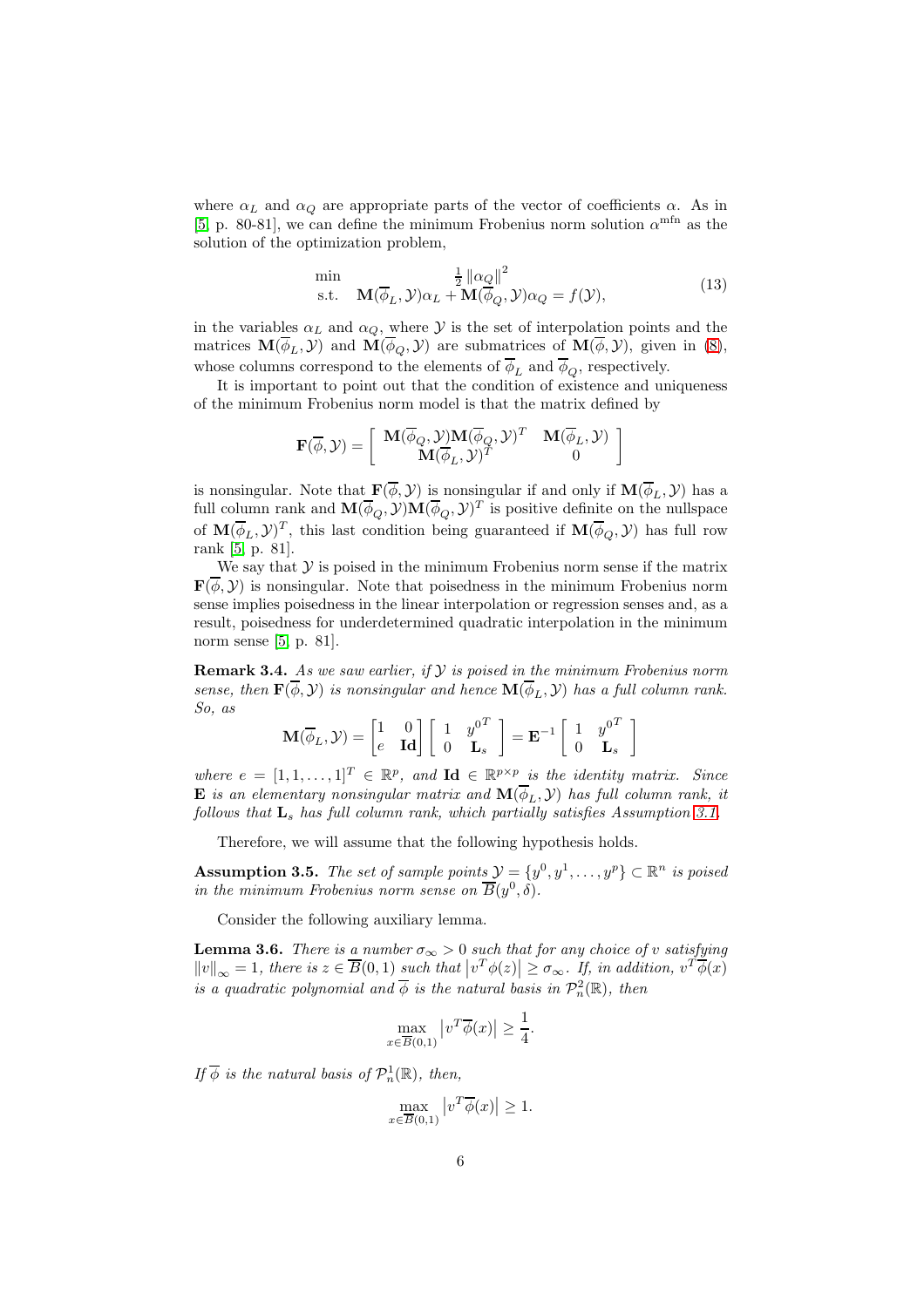where $\alpha_L$ and $\alpha_Q$ are appropriate parts of the vector of coefficients $\alpha$. As in [5, p. 80-81], we can define the minimum Frobenius norm solution $\alpha^{\mathrm{mfn}}$ as the solution of the optimization problem,

$$
\begin{array}{ll}
\min & \frac{1}{2}\left\|\alpha_Q\right\|^2 \\
\text{s.t.} & \mathbf{M}(\overline{\phi}_L, \mathcal{Y})\alpha_L + \mathbf{M}(\overline{\phi}_Q, \mathcal{Y})\alpha_Q = f(\mathcal{Y}),
\end{array} \tag{13}
$$

in the variables $\alpha_L$ and $\alpha_Q$, where $\mathcal{Y}$ is the set of interpolation points and the matrices $\mathbf{M}(\overline{\phi}_L, \mathcal{Y})$ and $\mathbf{M}(\overline{\phi}_Q, \mathcal{Y})$ are submatrices of $\mathbf{M}(\overline{\phi}, \mathcal{Y})$, given in (8), whose columns correspond to the elements of $\overline{\phi}_L$ and $\overline{\phi}_Q$, respectively.

It is important to point out that the condition of existence and uniqueness of the minimum Frobenius norm model is that the matrix defined by

$$
\mathbf{F}(\overline{\phi}, \mathcal{Y}) = \left[\begin{array}{cc} \mathbf{M}(\overline{\phi}_Q, \mathcal{Y})\mathbf{M}(\overline{\phi}_Q, \mathcal{Y})^T & \mathbf{M}(\overline{\phi}_L, \mathcal{Y}) \\ \mathbf{M}(\overline{\phi}_L, \mathcal{Y})^T & 0 \end{array}\right]
$$

is nonsingular. Note that $\mathbf{F}(\overline{\phi}, \mathcal{Y})$ is nonsingular if and only if $\mathbf{M}(\overline{\phi}_L, \mathcal{Y})$ has a full column rank and $\mathbf{M}(\overline{\phi}_Q, \mathcal{Y})\mathbf{M}(\overline{\phi}_Q, \mathcal{Y})^T$ is positive definite on the nullspace of $\mathbf{M}(\overline{\phi}_L, \mathcal{Y})^T$, this last condition being guaranteed if $\mathbf{M}(\overline{\phi}_Q, \mathcal{Y})$ has full row rank [5, p. 81].

We say that $\mathcal{Y}$ is poised in the minimum Frobenius norm sense if the matrix $\mathbf{F}(\overline{\phi}, \mathcal{Y})$ is nonsingular. Note that poisedness in the minimum Frobenius norm sense implies poisedness in the linear interpolation or regression senses and, as a result, poisedness for underdetermined quadratic interpolation in the minimum norm sense [5, p. 81].

**Remark 3.4.** *As we saw earlier, if $\mathcal{Y}$ is poised in the minimum Frobenius norm sense, then $\mathbf{F}(\overline{\phi}, \mathcal{Y})$ is nonsingular and hence $\mathbf{M}(\overline{\phi}_L, \mathcal{Y})$ has a full column rank. So, as*

$$
\mathbf{M}(\overline{\phi}_L, \mathcal{Y}) = \begin{bmatrix} 1 & 0 \\ e & \mathbf{Id} \end{bmatrix} \left[\begin{array}{cc} 1 & {y^0}^T \\ 0 & \mathbf{L}_s \end{array}\right] = \mathbf{E}^{-1} \left[\begin{array}{cc} 1 & {y^0}^T \\ 0 & \mathbf{L}_s \end{array}\right]
$$

*where $e = [1, 1, \ldots, 1]^T \in \mathbb{R}^p$, and $\mathbf{Id} \in \mathbb{R}^{p \times p}$ is the identity matrix. Since $\mathbf{E}$ is an elementary nonsingular matrix and $\mathbf{M}(\overline{\phi}_L, \mathcal{Y})$ has full column rank, it follows that $\mathbf{L}_s$ has full column rank, which partially satisfies Assumption 3.1.*

Therefore, we will assume that the following hypothesis holds.

**Assumption 3.5.** *The set of sample points $\mathcal{Y} = \{y^0, y^1, \ldots, y^p\} \subset \mathbb{R}^n$ is poised in the minimum Frobenius norm sense on $\overline{B}(y^0, \delta)$.*

Consider the following auxiliary lemma.

**Lemma 3.6.** *There is a number $\sigma_\infty > 0$ such that for any choice of $v$ satisfying $\|v\|_\infty = 1$, there is $z \in \overline{B}(0,1)$ such that $\left|v^T\phi(z)\right| \geq \sigma_\infty$. If, in addition, $v^T\overline{\phi}(x)$ is a quadratic polynomial and $\overline{\phi}$ is the natural basis in $\mathcal{P}_n^2(\mathbb{R})$, then*

$$
\max_{x \in \overline{B}(0,1)} \left|v^T\overline{\phi}(x)\right| \geq \frac{1}{4}.
$$

*If $\overline{\phi}$ is the natural basis of $\mathcal{P}_n^1(\mathbb{R})$, then,*

$$
\max_{x \in \overline{B}(0,1)} \left|v^T\overline{\phi}(x)\right| \geq 1.
$$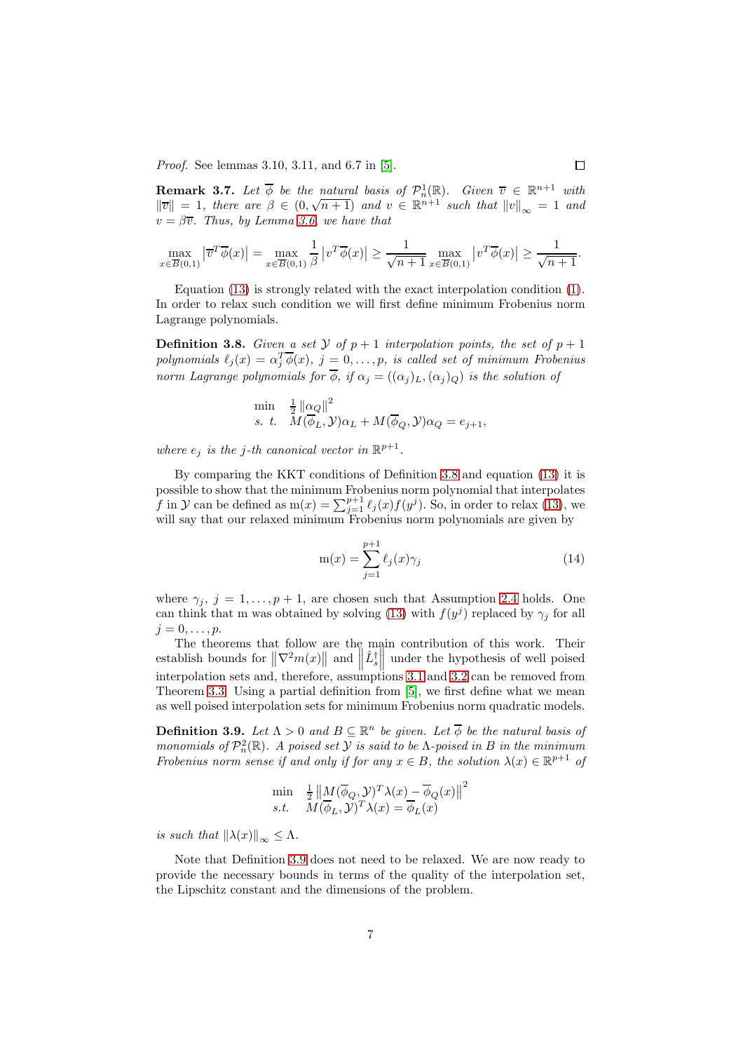*Proof.* See lemmas 3.10, 3.11, and 6.7 in [5]. ☐

**Remark 3.7.** *Let $\overline{\phi}$ be the natural basis of $\mathcal{P}_n^1(\mathbb{R})$. Given $\overline{v} \in \mathbb{R}^{n+1}$ with $\|\overline{v}\| = 1$, there are $\beta \in (0, \sqrt{n+1})$ and $v \in \mathbb{R}^{n+1}$ such that $\|v\|_\infty = 1$ and $v = \beta \overline{v}$. Thus, by Lemma 3.6, we have that*

$$\max_{x \in \overline{B}(0,1)} \left| \overline{v}^T \overline{\phi}(x) \right| = \max_{x \in \overline{B}(0,1)} \frac{1}{\beta} \left| v^T \overline{\phi}(x) \right| \geq \frac{1}{\sqrt{n+1}} \max_{x \in \overline{B}(0,1)} \left| v^T \overline{\phi}(x) \right| \geq \frac{1}{\sqrt{n+1}}.$$

Equation (13) is strongly related with the exact interpolation condition (1). In order to relax such condition we will first define minimum Frobenius norm Lagrange polynomials.

**Definition 3.8.** *Given a set $\mathcal{Y}$ of $p+1$ interpolation points, the set of $p+1$ polynomials $\ell_j(x) = \alpha_j^T \overline{\phi}(x)$, $j = 0, \ldots, p$, is called set of minimum Frobenius norm Lagrange polynomials for $\overline{\phi}$, if $\alpha_j = ((\alpha_j)_L, (\alpha_j)_Q)$ is the solution of*

$$\begin{array}{ll} \min & \frac{1}{2} \|\alpha_Q\|^2 \\ s.\ t. & M(\overline{\phi}_L, \mathcal{Y})\alpha_L + M(\overline{\phi}_Q, \mathcal{Y})\alpha_Q = e_{j+1}, \end{array}$$

*where $e_j$ is the $j$-th canonical vector in $\mathbb{R}^{p+1}$.*

By comparing the KKT conditions of Definition 3.8 and equation (13) it is possible to show that the minimum Frobenius norm polynomial that interpolates $f$ in $\mathcal{Y}$ can be defined as $\mathrm{m}(x) = \sum_{j=1}^{p+1} \ell_j(x) f(y^j)$. So, in order to relax (13), we will say that our relaxed minimum Frobenius norm polynomials are given by

$$\mathrm{m}(x) = \sum_{j=1}^{p+1} \ell_j(x) \gamma_j \tag{14}$$

where $\gamma_j$, $j = 1, \ldots, p+1$, are chosen such that Assumption 2.4 holds. One can think that m was obtained by solving (13) with $f(y^j)$ replaced by $\gamma_j$ for all $j = 0, \ldots, p$.

The theorems that follow are the main contribution of this work. Their establish bounds for $\|\nabla^2 m(x)\|$ and $\left\|\hat{L}_s^\dagger\right\|$ under the hypothesis of well poised interpolation sets and, therefore, assumptions 3.1 and 3.2 can be removed from Theorem 3.3. Using a partial definition from [5], we first define what we mean as well poised interpolation sets for minimum Frobenius norm quadratic models.

**Definition 3.9.** *Let $\Lambda > 0$ and $B \subseteq \mathbb{R}^n$ be given. Let $\overline{\phi}$ be the natural basis of monomials of $\mathcal{P}_n^2(\mathbb{R})$. A poised set $\mathcal{Y}$ is said to be $\Lambda$-poised in $B$ in the minimum Frobenius norm sense if and only if for any $x \in B$, the solution $\lambda(x) \in \mathbb{R}^{p+1}$ of*

$$\begin{array}{ll} \min & \frac{1}{2} \left\| M(\overline{\phi}_Q, \mathcal{Y})^T \lambda(x) - \overline{\phi}_Q(x) \right\|^2 \\ s.t. & M(\overline{\phi}_L, \mathcal{Y})^T \lambda(x) = \overline{\phi}_L(x) \end{array}$$

*is such that $\|\lambda(x)\|_\infty \leq \Lambda$.*

Note that Definition 3.9 does not need to be relaxed. We are now ready to provide the necessary bounds in terms of the quality of the interpolation set, the Lipschitz constant and the dimensions of the problem.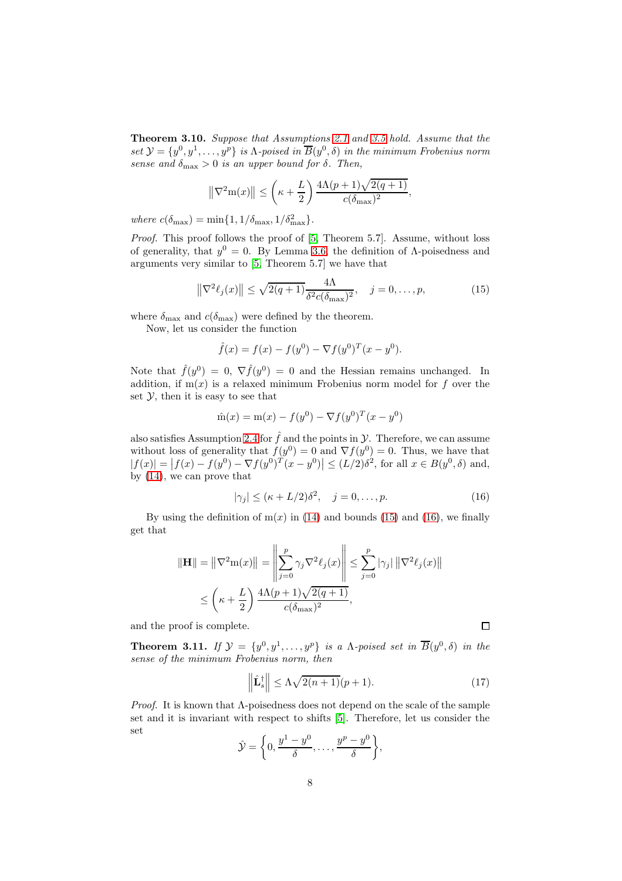**Theorem 3.10.** *Suppose that Assumptions 2.1 and 3.5 hold. Assume that the set $\mathcal{Y} = \{y^0, y^1, \ldots, y^p\}$ is $\Lambda$-poised in $\overline{B}(y^0, \delta)$ in the minimum Frobenius norm sense and $\delta_{\max} > 0$ is an upper bound for $\delta$. Then,*

$$\left\|\nabla^2 \mathrm{m}(x)\right\| \leq \left(\kappa + \frac{L}{2}\right) \frac{4\Lambda(p+1)\sqrt{2(q+1)}}{c(\delta_{\max})^2},$$

*where $c(\delta_{\max}) = \min\{1, 1/\delta_{\max}, 1/\delta_{\max}^2\}$.*

*Proof.* This proof follows the proof of [5, Theorem 5.7]. Assume, without loss of generality, that $y^0 = 0$. By Lemma 3.6, the definition of $\Lambda$-poisedness and arguments very similar to [5, Theorem 5.7] we have that

$$\left\|\nabla^2 \ell_j(x)\right\| \leq \sqrt{2(q+1)} \frac{4\Lambda}{\delta^2 c(\delta_{\max})^2}, \quad j = 0, \ldots, p, \tag{15}$$

where $\delta_{\max}$ and $c(\delta_{\max})$ were defined by the theorem.

Now, let us consider the function

$$\hat{f}(x) = f(x) - f(y^0) - \nabla f(y^0)^T (x - y^0).$$

Note that $\hat{f}(y^0) = 0$, $\nabla \hat{f}(y^0) = 0$ and the Hessian remains unchanged. In addition, if $\mathrm{m}(x)$ is a relaxed minimum Frobenius norm model for $f$ over the set $\mathcal{Y}$, then it is easy to see that

$$\hat{\mathrm{m}}(x) = \mathrm{m}(x) - f(y^0) - \nabla f(y^0)^T (x - y^0)$$

also satisfies Assumption 2.4 for $\hat{f}$ and the points in $\mathcal{Y}$. Therefore, we can assume without loss of generality that $f(y^0) = 0$ and $\nabla f(y^0) = 0$. Thus, we have that $|f(x)| = \left|f(x) - f(y^0) - \nabla f(y^0)^T (x - y^0)\right| \leq (L/2)\delta^2$, for all $x \in B(y^0, \delta)$ and, by (14), we can prove that

$$|\gamma_j| \leq (\kappa + L/2)\delta^2, \quad j = 0, \ldots, p. \tag{16}$$

By using the definition of $\mathrm{m}(x)$ in (14) and bounds (15) and (16), we finally get that

$$\begin{aligned}
\|\mathbf{H}\| = \left\|\nabla^2 \mathrm{m}(x)\right\| &= \left\|\sum_{j=0}^{p} \gamma_j \nabla^2 \ell_j(x)\right\| \leq \sum_{j=0}^{p} |\gamma_j| \left\|\nabla^2 \ell_j(x)\right\| \\
&\leq \left(\kappa + \frac{L}{2}\right) \frac{4\Lambda(p+1)\sqrt{2(q+1)}}{c(\delta_{\max})^2},
\end{aligned}$$

and the proof is complete. $\square$

**Theorem 3.11.** *If $\mathcal{Y} = \{y^0, y^1, \ldots, y^p\}$ is a $\Lambda$-poised set in $\overline{B}(y^0, \delta)$ in the sense of the minimum Frobenius norm, then*

$$\left\|\hat{\mathbf{L}}_s^{\dagger}\right\| \leq \Lambda\sqrt{2(n+1)}(p+1). \tag{17}$$

*Proof.* It is known that $\Lambda$-poisedness does not depend on the scale of the sample set and it is invariant with respect to shifts [5]. Therefore, let us consider the set

$$\hat{\mathcal{Y}} = \left\{0, \frac{y^1 - y^0}{\delta}, \ldots, \frac{y^p - y^0}{\delta}\right\},$$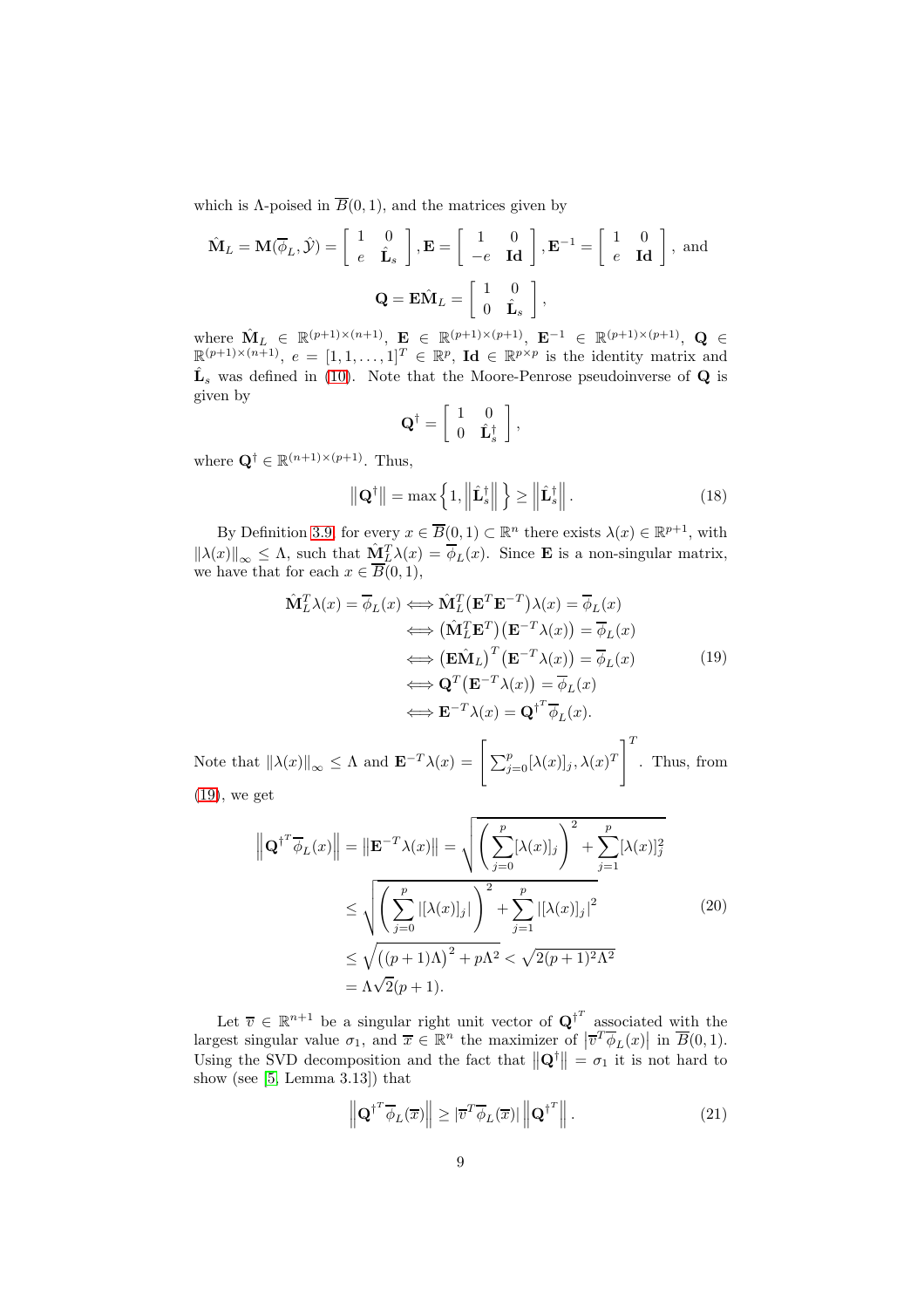which is Λ-poised in $\overline{B}(0,1)$, and the matrices given by

$$
\hat{\mathbf{M}}_L = \mathbf{M}(\overline{\phi}_L, \hat{\mathcal{Y}}) = \begin{bmatrix} 1 & 0 \\ e & \hat{\mathbf{L}}_s \end{bmatrix}, \mathbf{E} = \begin{bmatrix} 1 & 0 \\ -e & \mathbf{Id} \end{bmatrix}, \mathbf{E}^{-1} = \begin{bmatrix} 1 & 0 \\ e & \mathbf{Id} \end{bmatrix}, \text{ and}
$$

$$
\mathbf{Q} = \mathbf{E}\hat{\mathbf{M}}_L = \begin{bmatrix} 1 & 0 \\ 0 & \hat{\mathbf{L}}_s \end{bmatrix},
$$

where $\hat{\mathbf{M}}_L \in \mathbb{R}^{(p+1)\times(n+1)}$, $\mathbf{E} \in \mathbb{R}^{(p+1)\times(p+1)}$, $\mathbf{E}^{-1} \in \mathbb{R}^{(p+1)\times(p+1)}$, $\mathbf{Q} \in \mathbb{R}^{(p+1)\times(n+1)}$, $e = [1,1,\ldots,1]^T \in \mathbb{R}^p$, $\mathbf{Id} \in \mathbb{R}^{p\times p}$ is the identity matrix and $\hat{\mathbf{L}}_s$ was defined in (10). Note that the Moore-Penrose pseudoinverse of $\mathbf{Q}$ is given by

$$
\mathbf{Q}^\dagger = \begin{bmatrix} 1 & 0 \\ 0 & \hat{\mathbf{L}}_s^\dagger \end{bmatrix},
$$

where $\mathbf{Q}^\dagger \in \mathbb{R}^{(n+1)\times(p+1)}$. Thus,

$$
\left\|\mathbf{Q}^\dagger\right\| = \max\left\{1, \left\|\hat{\mathbf{L}}_s^\dagger\right\|\right\} \geq \left\|\hat{\mathbf{L}}_s^\dagger\right\|. \tag{18}
$$

By Definition 3.9 for every $x \in \overline{B}(0,1) \subset \mathbb{R}^n$ there exists $\lambda(x) \in \mathbb{R}^{p+1}$, with $\|\lambda(x)\|_\infty \leq \Lambda$, such that $\hat{\mathbf{M}}_L^T\lambda(x) = \overline{\phi}_L(x)$. Since $\mathbf{E}$ is a non-singular matrix, we have that for each $x \in \overline{B}(0,1)$,

$$
\begin{aligned}
\hat{\mathbf{M}}_L^T\lambda(x) = \overline{\phi}_L(x) &\iff \hat{\mathbf{M}}_L^T\big(\mathbf{E}^T\mathbf{E}^{-T}\big)\lambda(x) = \overline{\phi}_L(x) \\
&\iff \big(\hat{\mathbf{M}}_L^T\mathbf{E}^T\big)\big(\mathbf{E}^{-T}\lambda(x)\big) = \overline{\phi}_L(x) \\
&\iff \big(\mathbf{E}\hat{\mathbf{M}}_L\big)^T\big(\mathbf{E}^{-T}\lambda(x)\big) = \overline{\phi}_L(x) \\
&\iff \mathbf{Q}^T\big(\mathbf{E}^{-T}\lambda(x)\big) = \overline{\phi}_L(x) \\
&\iff \mathbf{E}^{-T}\lambda(x) = {\mathbf{Q}^\dagger}^T\overline{\phi}_L(x).
\end{aligned} \tag{19}
$$

Note that $\|\lambda(x)\|_\infty \leq \Lambda$ and $\mathbf{E}^{-T}\lambda(x) = \left[\sum_{j=0}^p [\lambda(x)]_j, \lambda(x)^T\right]^T$. Thus, from (19), we get

$$
\begin{aligned}
\left\|{\mathbf{Q}^\dagger}^T\overline{\phi}_L(x)\right\| = \left\|\mathbf{E}^{-T}\lambda(x)\right\| &= \sqrt{\left(\sum_{j=0}^p [\lambda(x)]_j\right)^2 + \sum_{j=1}^p [\lambda(x)]_j^2} \\
&\leq \sqrt{\left(\sum_{j=0}^p \left|[\lambda(x)]_j\right|\right)^2 + \sum_{j=1}^p \left|[\lambda(x)]_j\right|^2} \\
&\leq \sqrt{\big((p+1)\Lambda\big)^2 + p\Lambda^2} < \sqrt{2(p+1)^2\Lambda^2} \\
&= \Lambda\sqrt{2}(p+1).
\end{aligned} \tag{20}
$$

Let $\overline{v} \in \mathbb{R}^{n+1}$ be a singular right unit vector of ${\mathbf{Q}^\dagger}^T$ associated with the largest singular value $\sigma_1$, and $\overline{x} \in \mathbb{R}^n$ the maximizer of $\left|\overline{v}^T\overline{\phi}_L(x)\right|$ in $\overline{B}(0,1)$. Using the SVD decomposition and the fact that $\left\|\mathbf{Q}^\dagger\right\| = \sigma_1$ it is not hard to show (see [5, Lemma 3.13]) that

$$
\left\|{\mathbf{Q}^\dagger}^T\overline{\phi}_L(\overline{x})\right\| \geq \left|\overline{v}^T\overline{\phi}_L(\overline{x})\right| \left\|{\mathbf{Q}^\dagger}^T\right\|. \tag{21}
$$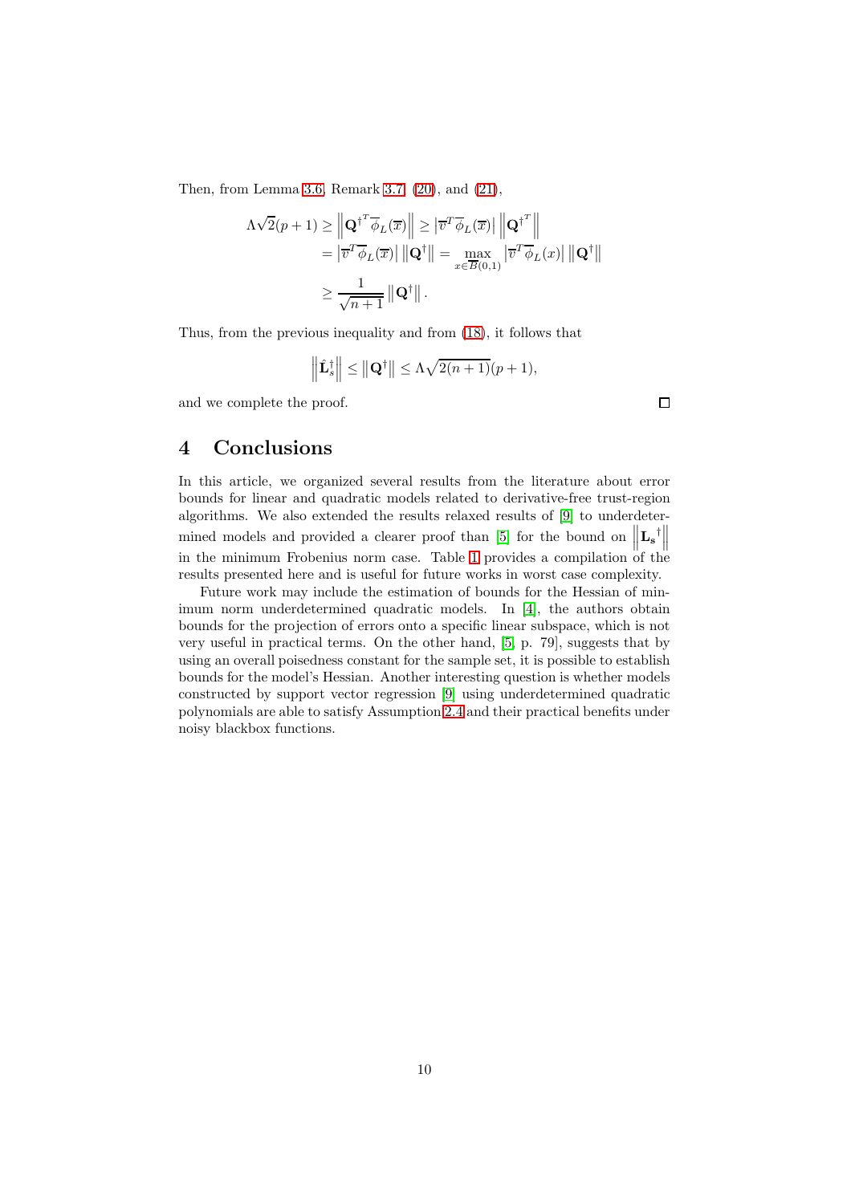Then, from Lemma 3.6, Remark 3.7, (20), and (21),

$$
\begin{aligned}
\Lambda\sqrt{2}(p+1) &\geq \left\| \mathbf{Q}^{\dagger^T} \overline{\phi}_L(\overline{x}) \right\| \geq \left| \overline{v}^T \overline{\phi}_L(\overline{x}) \right| \left\| \mathbf{Q}^{\dagger^T} \right\| \\
&= \left| \overline{v}^T \overline{\phi}_L(\overline{x}) \right| \left\| \mathbf{Q}^{\dagger} \right\| = \max_{x \in \overline{B}(0,1)} \left| \overline{v}^T \overline{\phi}_L(x) \right| \left\| \mathbf{Q}^{\dagger} \right\| \\
&\geq \frac{1}{\sqrt{n+1}} \left\| \mathbf{Q}^{\dagger} \right\|.
\end{aligned}
$$

Thus, from the previous inequality and from (18), it follows that

$$
\left\| \hat{\mathbf{L}}_s^{\dagger} \right\| \leq \left\| \mathbf{Q}^{\dagger} \right\| \leq \Lambda \sqrt{2(n+1)}(p+1),
$$

and we complete the proof. □

# 4 Conclusions

In this article, we organized several results from the literature about error bounds for linear and quadratic models related to derivative-free trust-region algorithms. We also extended the results relaxed results of [9] to underdetermined models and provided a clearer proof than [5] for the bound on $\left\| \mathbf{L_s}^{\dagger} \right\|$ in the minimum Frobenius norm case. Table 1 provides a compilation of the results presented here and is useful for future works in worst case complexity.

Future work may include the estimation of bounds for the Hessian of minimum norm underdetermined quadratic models. In [4], the authors obtain bounds for the projection of errors onto a specific linear subspace, which is not very useful in practical terms. On the other hand, [5, p. 79], suggests that by using an overall poisedness constant for the sample set, it is possible to establish bounds for the model's Hessian. Another interesting question is whether models constructed by support vector regression [9] using underdetermined quadratic polynomials are able to satisfy Assumption 2.4 and their practical benefits under noisy blackbox functions.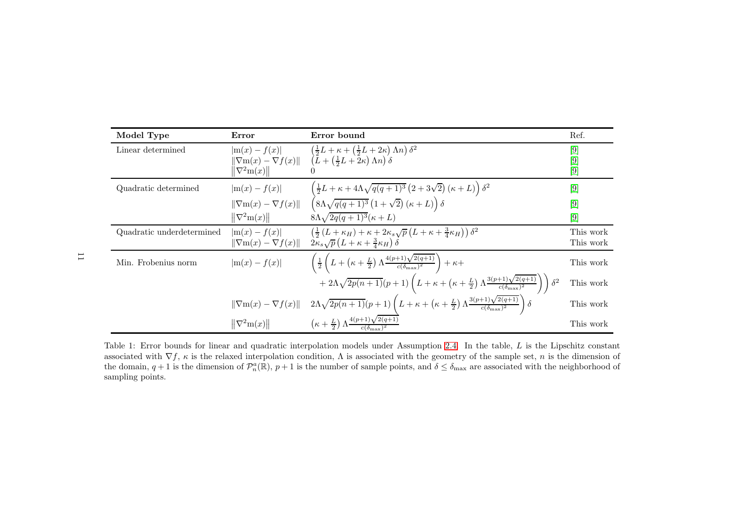| Model Type | Error | Error bound | Ref. |
|---|---|---|---|
| Linear determined | $\lvert \mathrm{m}(x) - f(x) \rvert$ | $\left(\frac{1}{2}L + \kappa + \left(\frac{1}{2}L + 2\kappa\right)\Lambda n\right)\delta^2$ | [9] |
| | $\lVert \nabla \mathrm{m}(x) - \nabla f(x) \rVert$ | $\left(L + \left(\frac{1}{2}L + 2\kappa\right)\Lambda n\right)\delta$ | [9] |
| | $\lVert \nabla^2 \mathrm{m}(x) \rVert$ | $0$ | [9] |
| Quadratic determined | $\lvert \mathrm{m}(x) - f(x) \rvert$ | $\left(\frac{1}{2}L + \kappa + 4\Lambda\sqrt{q(q+1)^3}\left(2 + 3\sqrt{2}\right)(\kappa + L)\right)\delta^2$ | [9] |
| | $\lVert \nabla \mathrm{m}(x) - \nabla f(x) \rVert$ | $\left(8\Lambda\sqrt{q(q+1)^3}\left(1 + \sqrt{2}\right)(\kappa + L)\right)\delta$ | [9] |
| | $\lVert \nabla^2 \mathrm{m}(x) \rVert$ | $8\Lambda\sqrt{2q(q+1)^3}(\kappa + L)$ | [9] |
| Quadratic underdetermined | $\lvert \mathrm{m}(x) - f(x) \rvert$ | $\left(\frac{1}{2}\left(L + \kappa_H\right) + \kappa + 2\kappa_s\sqrt{p}\left(L + \kappa + \frac{3}{4}\kappa_H\right)\right)\delta^2$ | This work |
| | $\lVert \nabla \mathrm{m}(x) - \nabla f(x) \rVert$ | $2\kappa_s\sqrt{p}\left(L + \kappa + \frac{3}{4}\kappa_H\right)\delta$ | This work |
| Min. Frobenius norm | $\lvert \mathrm{m}(x) - f(x) \rvert$ | $\Bigg(\frac{1}{2}\left(L + \left(\kappa + \frac{L}{2}\right)\Lambda\frac{4(p+1)\sqrt{2(q+1)}}{c(\delta_{\max})^2}\right) + \kappa +$ $+ 2\Lambda\sqrt{2p(n+1)}(p+1)\left(L + \kappa + \left(\kappa + \frac{L}{2}\right)\Lambda\frac{3(p+1)\sqrt{2(q+1)}}{c(\delta_{\max})^2}\right)\Bigg)\delta^2$ | This work |
| | $\lVert \nabla \mathrm{m}(x) - \nabla f(x) \rVert$ | $2\Lambda\sqrt{2p(n+1)}(p+1)\left(L + \kappa + \left(\kappa + \frac{L}{2}\right)\Lambda\frac{3(p+1)\sqrt{2(q+1)}}{c(\delta_{\max})^2}\right)\delta$ | This work |
| | $\lVert \nabla^2 \mathrm{m}(x) \rVert$ | $\left(\kappa + \frac{L}{2}\right)\Lambda\frac{4(p+1)\sqrt{2(q+1)}}{c(\delta_{\max})^2}$ | This work |

Table 1: Error bounds for linear and quadratic interpolation models under Assumption 2.4. In the table, $L$ is the Lipschitz constant associated with $\nabla f$, $\kappa$ is the relaxed interpolation condition, $\Lambda$ is associated with the geometry of the sample set, $n$ is the dimension of the domain, $q+1$ is the dimension of $\mathcal{P}_n^a(\mathbb{R})$, $p+1$ is the number of sample points, and $\delta \leq \delta_{\max}$ are associated with the neighborhood of sampling points.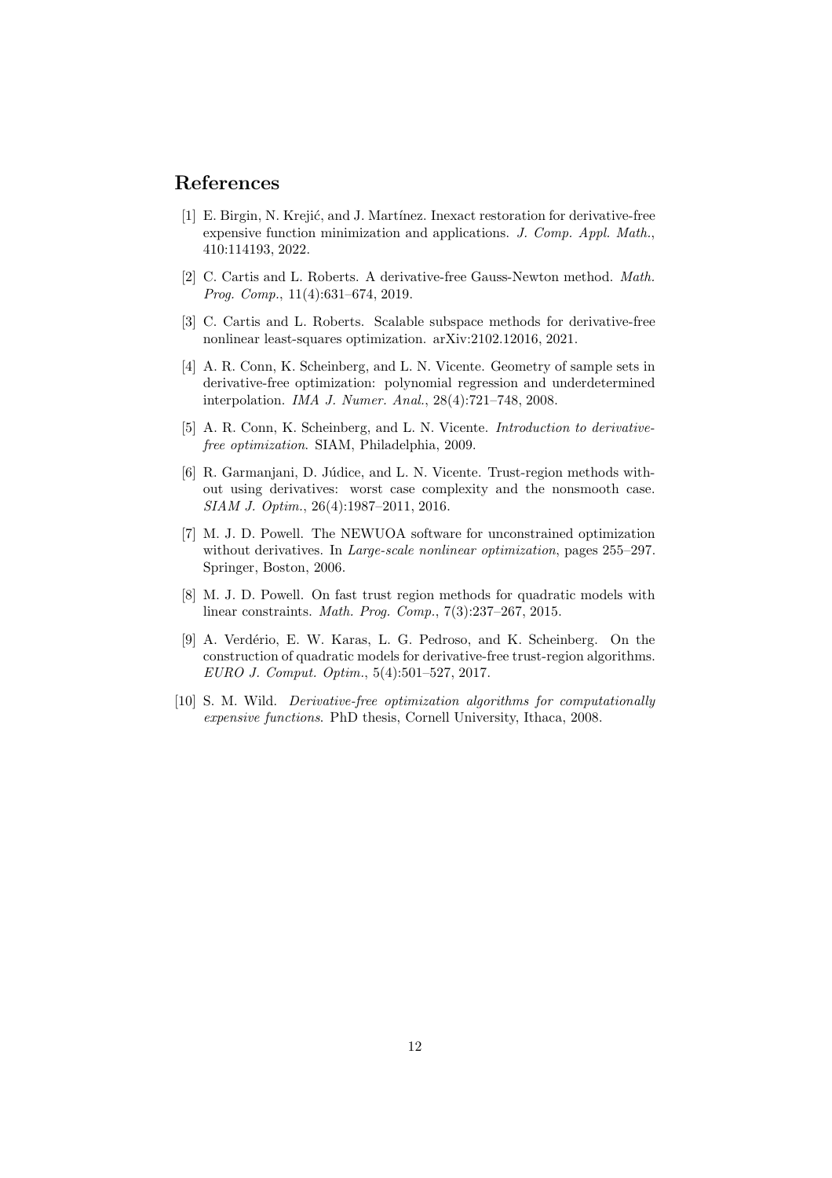## References

[1] E. Birgin, N. Krejić, and J. Martínez. Inexact restoration for derivative-free expensive function minimization and applications. *J. Comp. Appl. Math.*, 410:114193, 2022.

[2] C. Cartis and L. Roberts. A derivative-free Gauss-Newton method. *Math. Prog. Comp.*, 11(4):631–674, 2019.

[3] C. Cartis and L. Roberts. Scalable subspace methods for derivative-free nonlinear least-squares optimization. arXiv:2102.12016, 2021.

[4] A. R. Conn, K. Scheinberg, and L. N. Vicente. Geometry of sample sets in derivative-free optimization: polynomial regression and underdetermined interpolation. *IMA J. Numer. Anal.*, 28(4):721–748, 2008.

[5] A. R. Conn, K. Scheinberg, and L. N. Vicente. *Introduction to derivative-free optimization*. SIAM, Philadelphia, 2009.

[6] R. Garmanjani, D. Júdice, and L. N. Vicente. Trust-region methods without using derivatives: worst case complexity and the nonsmooth case. *SIAM J. Optim.*, 26(4):1987–2011, 2016.

[7] M. J. D. Powell. The NEWUOA software for unconstrained optimization without derivatives. In *Large-scale nonlinear optimization*, pages 255–297. Springer, Boston, 2006.

[8] M. J. D. Powell. On fast trust region methods for quadratic models with linear constraints. *Math. Prog. Comp.*, 7(3):237–267, 2015.

[9] A. Verdério, E. W. Karas, L. G. Pedroso, and K. Scheinberg. On the construction of quadratic models for derivative-free trust-region algorithms. *EURO J. Comput. Optim.*, 5(4):501–527, 2017.

[10] S. M. Wild. *Derivative-free optimization algorithms for computationally expensive functions*. PhD thesis, Cornell University, Ithaca, 2008.